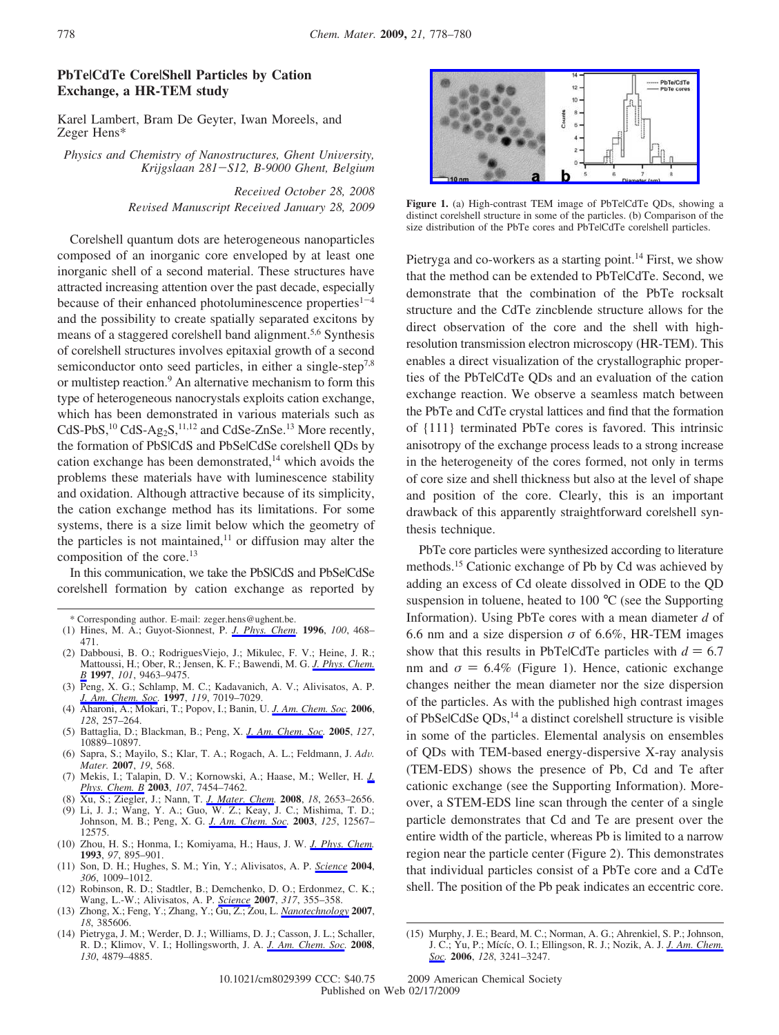# PbTe|CdTe Core|Shell Particles by Cation Exchange, a HR-TEM study

Karel Lambert, Bram De Geyter, Iwan Moreels, and Zeger Hens*

*Physics and Chemistry of Nanostructures, Ghent University, Krijgslaan 281−S12, B-9000 Ghent, Belgium*

*Received October 28, 2008*
*Revised Manuscript Received January 28, 2009*

Core|shell quantum dots are heterogeneous nanoparticles composed of an inorganic core enveloped by at least one inorganic shell of a second material. These structures have attracted increasing attention over the past decade, especially because of their enhanced photoluminescence properties[1−4] and the possibility to create spatially separated excitons by means of a staggered core|shell band alignment.[5,6] Synthesis of core|shell structures involves epitaxial growth of a second semiconductor onto seed particles, in either a single-step[7,8] or multistep reaction.[9] An alternative mechanism to form this type of heterogeneous nanocrystals exploits cation exchange, which has been demonstrated in various materials such as CdS-PbS,[10] CdS-$Ag_2S$,[11,12] and CdSe-ZnSe.[13] More recently, the formation of PbS|CdS and PbSe|CdSe core|shell QDs by cation exchange has been demonstrated,[14] which avoids the problems these materials have with luminescence stability and oxidation. Although attractive because of its simplicity, the cation exchange method has its limitations. For some systems, there is a size limit below which the geometry of the particles is not maintained,[11] or diffusion may alter the composition of the core.[13]

In this communication, we take the PbS|CdS and PbSe|CdSe core|shell formation by cation exchange as reported by Pietryga and co-workers as a starting point.[14] First, we show that the method can be extended to PbTe|CdTe. Second, we demonstrate that the combination of the PbTe rocksalt structure and the CdTe zincblende structure allows for the direct observation of the core and the shell with high-resolution transmission electron microscopy (HR-TEM). This enables a direct visualization of the crystallographic properties of the PbTe|CdTe QDs and an evaluation of the cation exchange reaction. We observe a seamless match between the PbTe and CdTe crystal lattices and find that the formation of {111} terminated PbTe cores is favored. This intrinsic anisotropy of the exchange process leads to a strong increase in the heterogeneity of the cores formed, not only in terms of core size and shell thickness but also at the level of shape and position of the core. Clearly, this is an important drawback of this apparently straightforward core|shell synthesis technique.

**Figure 1.** (a) High-contrast TEM image of PbTe|CdTe QDs, showing a distinct core|shell structure in some of the particles. (b) Comparison of the size distribution of the PbTe cores and PbTe|CdTe core|shell particles.

PbTe core particles were synthesized according to literature methods.[15] Cationic exchange of Pb by Cd was achieved by adding an excess of Cd oleate dissolved in ODE to the QD suspension in toluene, heated to 100 °C (see the Supporting Information). Using PbTe cores with a mean diameter $d$ of 6.6 nm and a size dispersion $\sigma$ of 6.6%, HR-TEM images show that this results in PbTe|CdTe particles with $d = 6.7$ nm and $\sigma = 6.4\%$ (Figure 1). Hence, cationic exchange changes neither the mean diameter nor the size dispersion of the particles. As with the published high contrast images of PbSe|CdSe QDs,[14] a distinct core|shell structure is visible in some of the particles. Elemental analysis on ensembles of QDs with TEM-based energy-dispersive X-ray analysis (TEM-EDS) shows the presence of Pb, Cd and Te after cationic exchange (see the Supporting Information). Moreover, a STEM-EDS line scan through the center of a single particle demonstrates that Cd and Te are present over the entire width of the particle, whereas Pb is limited to a narrow region near the particle center (Figure 2). This demonstrates that individual particles consist of a PbTe core and a CdTe shell. The position of the Pb peak indicates an eccentric core.

---

\* Corresponding author. E-mail: zeger.hens@ughent.be.

(1) Hines, M. A.; Guyot-Sionnest, P. *J. Phys. Chem.* **1996**, *100*, 468–471.
(2) Dabbousi, B. O.; RodriguesViejo, J.; Mikulec, F. V.; Heine, J. R.; Mattoussi, H.; Ober, R.; Jensen, K. F.; Bawendi, M. G. *J. Phys. Chem. B* **1997**, *101*, 9463–9475.
(3) Peng, X. G.; Schlamp, M. C.; Kadavanich, A. V.; Alivisatos, A. P. *J. Am. Chem. Soc.* **1997**, *119*, 7019–7029.
(4) Aharoni, A.; Mokari, T.; Popov, I.; Banin, U. *J. Am. Chem. Soc.* **2006**, *128*, 257–264.
(5) Battaglia, D.; Blackman, B.; Peng, X. *J. Am. Chem. Soc.* **2005**, *127*, 10889–10897.
(6) Sapra, S.; Mayilo, S.; Klar, T. A.; Rogach, A. L.; Feldmann, J. *Adv. Mater.* **2007**, *19*, 568.
(7) Mekis, I.; Talapin, D. V.; Kornowski, A.; Haase, M.; Weller, H. *J. Phys. Chem. B* **2003**, *107*, 7454–7462.
(8) Xu, S.; Ziegler, J.; Nann, T. *J. Mater. Chem.* **2008**, *18*, 2653–2656.
(9) Li, J. J.; Wang, Y. A.; Guo, W. Z.; Keay, J. C.; Mishima, T. D.; Johnson, M. B.; Peng, X. G. *J. Am. Chem. Soc.* **2003**, *125*, 12567–12575.
(10) Zhou, H. S.; Honma, I.; Komiyama, H.; Haus, J. W. *J. Phys. Chem.* **1993**, *97*, 895–901.
(11) Son, D. H.; Hughes, S. M.; Yin, Y.; Alivisatos, A. P. *Science* **2004**, *306*, 1009–1012.
(12) Robinson, R. D.; Stadtler, B.; Demchenko, D. O.; Erdonmez, C. K.; Wang, L.-W.; Alivisatos, A. P. *Science* **2007**, *317*, 355–358.
(13) Zhong, X.; Feng, Y.; Zhang, Y.; Gu, Z.; Zou, L. *Nanotechnology* **2007**, *18*, 385606.
(14) Pietryga, J. M.; Werder, D. J.; Williams, D. J.; Casson, J. L.; Schaller, R. D.; Klimov, V. I.; Hollingsworth, J. A. *J. Am. Chem. Soc.* **2008**, *130*, 4879–4885.
(15) Murphy, J. E.; Beard, M. C.; Norman, A. G.; Ahrenkiel, S. P.; Johnson, J. C.; Yu, P.; Mićíc, O. I.; Ellingson, R. J.; Nozik, A. J. *J. Am. Chem. Soc.* **2006**, *128*, 3241–3247.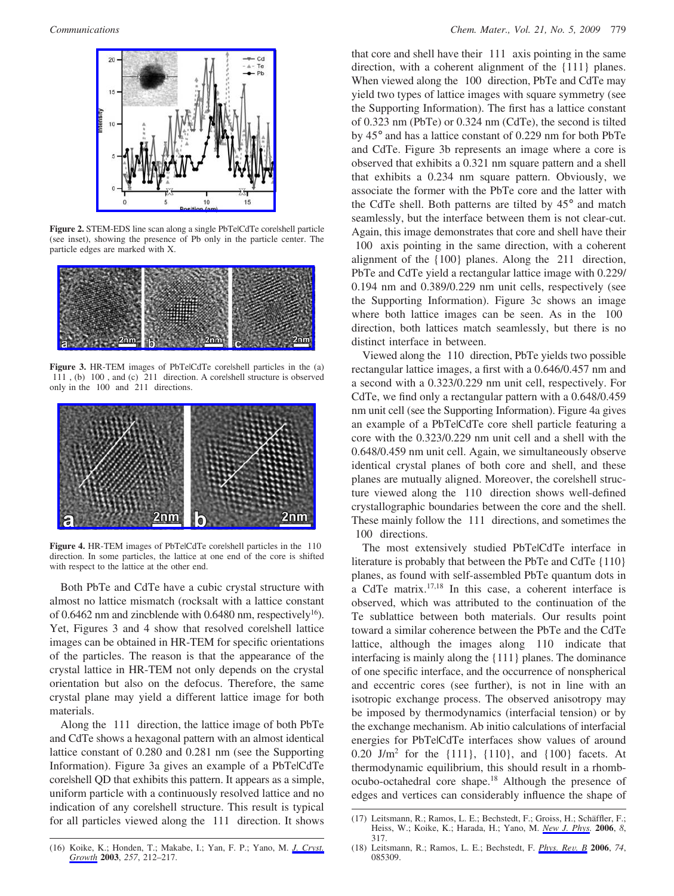Figure 2. STEM-EDS line scan along a single PbTe|CdTe core|shell particle (see inset), showing the presence of Pb only in the particle center. The particle edges are marked with X.

Figure 3. HR-TEM images of PbTe|CdTe core|shell particles in the (a) ⟨111⟩, (b) ⟨100⟩, and (c) ⟨211⟩ direction. A core|shell structure is observed only in the ⟨100⟩ and ⟨211⟩ directions.

Figure 4. HR-TEM images of PbTe|CdTe core|shell particles in the ⟨110⟩ direction. In some particles, the lattice at one end of the core is shifted with respect to the lattice at the other end.

Both PbTe and CdTe have a cubic crystal structure with almost no lattice mismatch (rocksalt with a lattice constant of 0.6462 nm and zincblende with 0.6480 nm, respectively[16]). Yet, Figures 3 and 4 show that resolved core|shell lattice images can be obtained in HR-TEM for specific orientations of the particles. The reason is that the appearance of the crystal lattice in HR-TEM not only depends on the crystal orientation but also on the defocus. Therefore, the same crystal plane may yield a different lattice image for both materials.

Along the ⟨111⟩ direction, the lattice image of both PbTe and CdTe shows a hexagonal pattern with an almost identical lattice constant of 0.280 and 0.281 nm (see the Supporting Information). Figure 3a gives an example of a PbTe|CdTe core|shell QD that exhibits this pattern. It appears as a simple, uniform particle with a continuously resolved lattice and no indication of any core|shell structure. This result is typical for all particles viewed along the ⟨111⟩ direction. It shows that core and shell have their ⟨111⟩ axis pointing in the same direction, with a coherent alignment of the {111} planes. When viewed along the ⟨100⟩ direction, PbTe and CdTe may yield two types of lattice images with square symmetry (see the Supporting Information). The first has a lattice constant of 0.323 nm (PbTe) or 0.324 nm (CdTe), the second is tilted by 45° and has a lattice constant of 0.229 nm for both PbTe and CdTe. Figure 3b represents an image where a core is observed that exhibits a 0.321 nm square pattern and a shell that exhibits a 0.234 nm square pattern. Obviously, we associate the former with the PbTe core and the latter with the CdTe shell. Both patterns are tilted by 45° and match seamlessly, but the interface between them is not clear-cut. Again, this image demonstrates that core and shell have their ⟨100⟩ axis pointing in the same direction, with a coherent alignment of the {100} planes. Along the ⟨211⟩ direction, PbTe and CdTe yield a rectangular lattice image with 0.229/0.194 nm and 0.389/0.229 nm unit cells, respectively (see the Supporting Information). Figure 3c shows an image where both lattice images can be seen. As in the ⟨100⟩ direction, both lattices match seamlessly, but there is no distinct interface in between.

Viewed along the ⟨110⟩ direction, PbTe yields two possible rectangular lattice images, a first with a 0.646/0.457 nm and a second with a 0.323/0.229 nm unit cell, respectively. For CdTe, we find only a rectangular pattern with a 0.648/0.459 nm unit cell (see the Supporting Information). Figure 4a gives an example of a PbTe|CdTe core shell particle featuring a core with the 0.323/0.229 nm unit cell and a shell with the 0.648/0.459 nm unit cell. Again, we simultaneously observe identical crystal planes of both core and shell, and these planes are mutually aligned. Moreover, the core|shell structure viewed along the ⟨110⟩ direction shows well-defined crystallographic boundaries between the core and the shell. These mainly follow the ⟨111⟩ directions, and sometimes the ⟨100⟩ directions.

The most extensively studied PbTe|CdTe interface in literature is probably that between the PbTe and CdTe {110} planes, as found with self-assembled PbTe quantum dots in a CdTe matrix.[17,18] In this case, a coherent interface is observed, which was attributed to the continuation of the Te sublattice between both materials. Our results point toward a similar coherence between the PbTe and the CdTe lattice, although the images along ⟨110⟩ indicate that interfacing is mainly along the {111} planes. The dominance of one specific interface, and the occurrence of nonspherical and eccentric cores (see further), is not in line with an isotropic exchange process. The observed anisotropy may be imposed by thermodynamics (interfacial tension) or by the exchange mechanism. Ab initio calculations of interfacial energies for PbTe|CdTe interfaces show values of around 0.20 J/m$^2$ for the {111}, {110}, and {100} facets. At thermodynamic equilibrium, this should result in a rhombocubo-octahedral core shape.[18] Although the presence of edges and vertices can considerably influence the shape of

(16) Koike, K.; Honden, T.; Makabe, I.; Yan, F. P.; Yano, M. *J. Cryst. Growth* **2003**, *257*, 212–217.

(17) Leitsmann, R.; Ramos, L. E.; Bechstedt, F.; Groiss, H.; Schäffler, F.; Heiss, W.; Koike, K.; Harada, H.; Yano, M. *New J. Phys.* **2006**, *8*, 317.

(18) Leitsmann, R.; Ramos, L. E.; Bechstedt, F. *Phys. Rev. B* **2006**, *74*, 085309.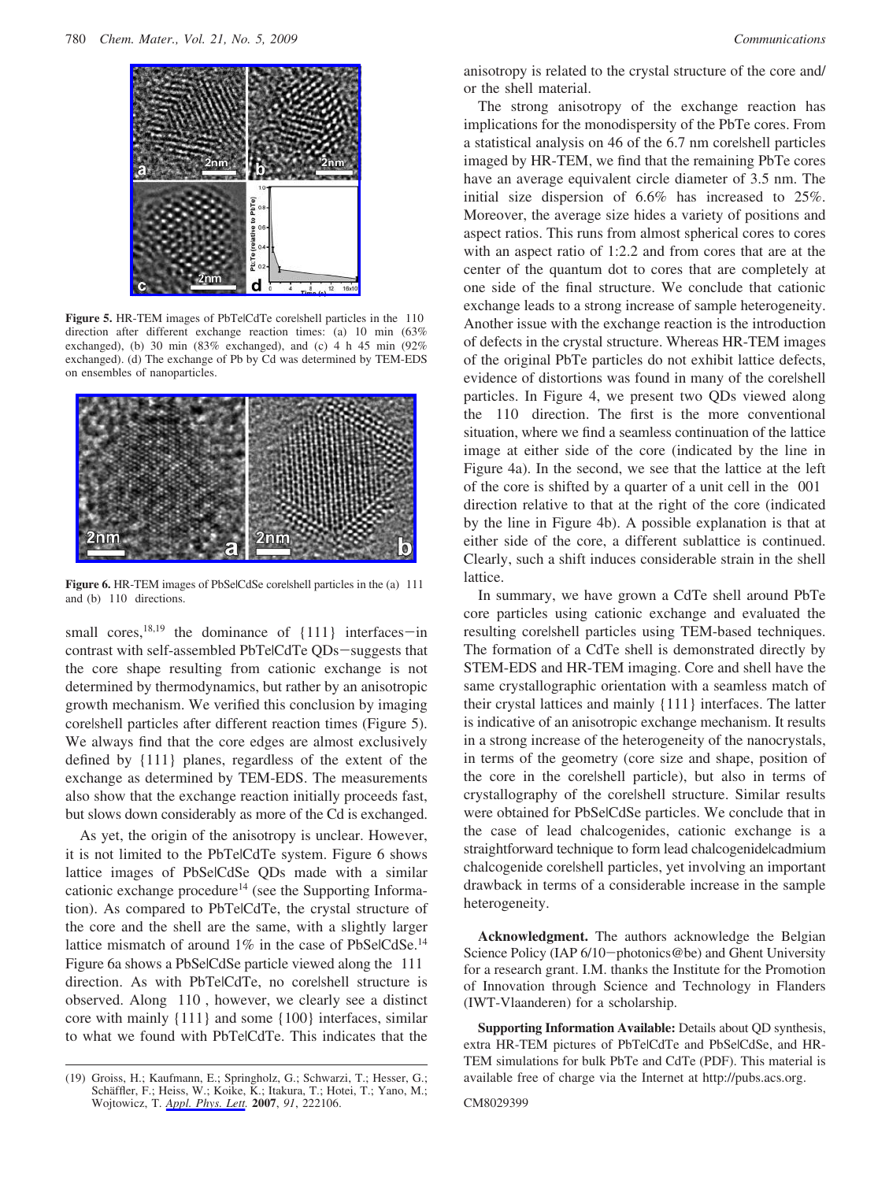**Figure 5.** HR-TEM images of PbTe|CdTe core|shell particles in the 110 direction after different exchange reaction times: (a) 10 min (63% exchanged), (b) 30 min (83% exchanged), and (c) 4 h 45 min (92% exchanged). (d) The exchange of Pb by Cd was determined by TEM-EDS on ensembles of nanoparticles.

**Figure 6.** HR-TEM images of PbSe|CdSe core|shell particles in the (a) 111 and (b) 110 directions.

small cores,[18,19] the dominance of {111} interfaces—in contrast with self-assembled PbTe|CdTe QDs—suggests that the core shape resulting from cationic exchange is not determined by thermodynamics, but rather by an anisotropic growth mechanism. We verified this conclusion by imaging core|shell particles after different reaction times (Figure 5). We always find that the core edges are almost exclusively defined by {111} planes, regardless of the extent of the exchange as determined by TEM-EDS. The measurements also show that the exchange reaction initially proceeds fast, but slows down considerably as more of the Cd is exchanged.

As yet, the origin of the anisotropy is unclear. However, it is not limited to the PbTe|CdTe system. Figure 6 shows lattice images of PbSe|CdSe QDs made with a similar cationic exchange procedure[14] (see the Supporting Information). As compared to PbTe|CdTe, the crystal structure of the core and the shell are the same, with a slightly larger lattice mismatch of around 1% in the case of PbSe|CdSe.[14] Figure 6a shows a PbSe|CdSe particle viewed along the 111 direction. As with PbTe|CdTe, no core|shell structure is observed. Along 110, however, we clearly see a distinct core with mainly {111} and some {100} interfaces, similar to what we found with PbTe|CdTe. This indicates that the anisotropy is related to the crystal structure of the core and/or the shell material.

The strong anisotropy of the exchange reaction has implications for the monodispersity of the PbTe cores. From a statistical analysis on 46 of the 6.7 nm core|shell particles imaged by HR-TEM, we find that the remaining PbTe cores have an average equivalent circle diameter of 3.5 nm. The initial size dispersion of 6.6% has increased to 25%. Moreover, the average size hides a variety of positions and aspect ratios. This runs from almost spherical cores to cores with an aspect ratio of 1:2.2 and from cores that are at the center of the quantum dot to cores that are completely at one side of the final structure. We conclude that cationic exchange leads to a strong increase of sample heterogeneity. Another issue with the exchange reaction is the introduction of defects in the crystal structure. Whereas HR-TEM images of the original PbTe particles do not exhibit lattice defects, evidence of distortions was found in many of the core|shell particles. In Figure 4, we present two QDs viewed along the 110 direction. The first is the more conventional situation, where we find a seamless continuation of the lattice image at either side of the core (indicated by the line in Figure 4a). In the second, we see that the lattice at the left of the core is shifted by a quarter of a unit cell in the 001 direction relative to that at the right of the core (indicated by the line in Figure 4b). A possible explanation is that at either side of the core, a different sublattice is continued. Clearly, such a shift induces considerable strain in the shell lattice.

In summary, we have grown a CdTe shell around PbTe core particles using cationic exchange and evaluated the resulting core|shell particles using TEM-based techniques. The formation of a CdTe shell is demonstrated directly by STEM-EDS and HR-TEM imaging. Core and shell have the same crystallographic orientation with a seamless match of their crystal lattices and mainly {111} interfaces. The latter is indicative of an anisotropic exchange mechanism. It results in a strong increase of the heterogeneity of the nanocrystals, in terms of the geometry (core size and shape, position of the core in the core|shell particle), but also in terms of crystallography of the core|shell structure. Similar results were obtained for PbSe|CdSe particles. We conclude that in the case of lead chalcogenides, cationic exchange is a straightforward technique to form lead chalcogenide|cadmium chalcogenide core|shell particles, yet involving an important drawback in terms of a considerable increase in the sample heterogeneity.

**Acknowledgment.** The authors acknowledge the Belgian Science Policy (IAP 6/10—photonics@be) and Ghent University for a research grant. I.M. thanks the Institute for the Promotion of Innovation through Science and Technology in Flanders (IWT-Vlaanderen) for a scholarship.

**Supporting Information Available:** Details about QD synthesis, extra HR-TEM pictures of PbTe|CdTe and PbSe|CdSe, and HR-TEM simulations for bulk PbTe and CdTe (PDF). This material is available free of charge via the Internet at http://pubs.acs.org.

CM8029399

(19) Groiss, H.; Kaufmann, E.; Springholz, G.; Schwarzi, T.; Hesser, G.; Schäffler, F.; Heiss, W.; Koike, K.; Itakura, T.; Hotei, T.; Yano, M.; Wojtowicz, T. *Appl. Phys. Lett.* **2007**, *91*, 222106.